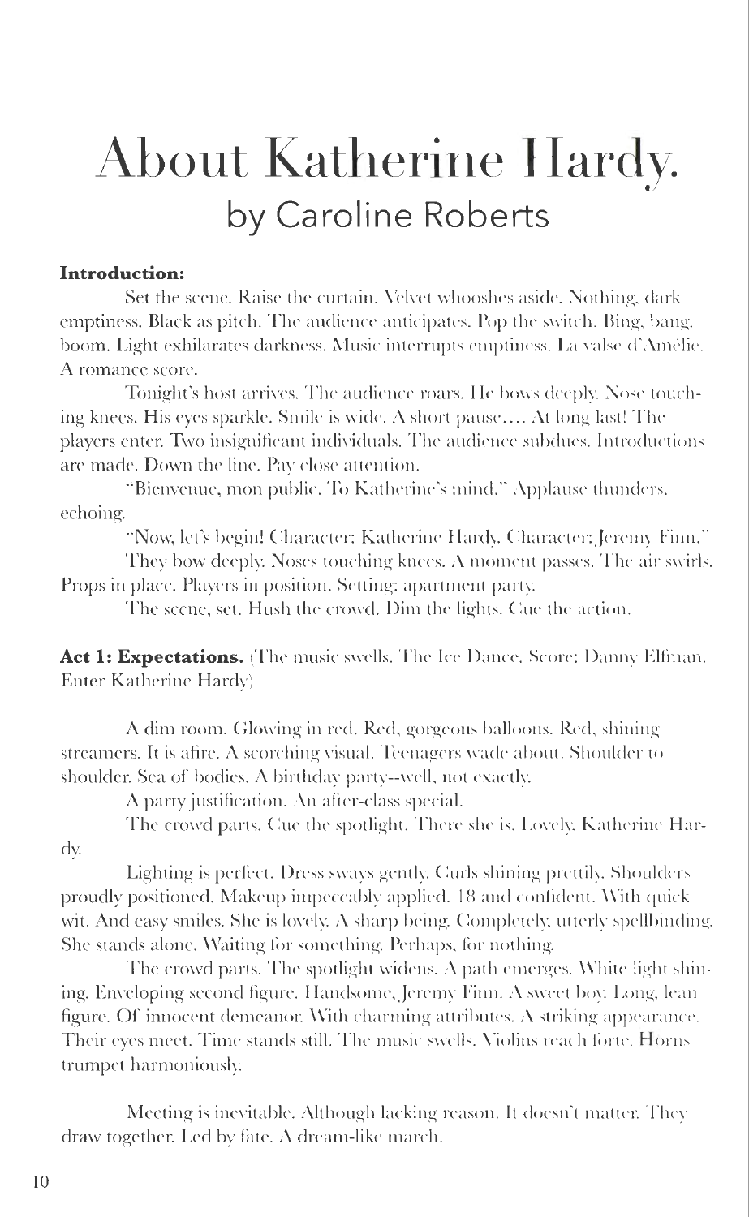# About Katherine Hardy.

## by Caroline Roberts

**Introduction:**

Set the scene. Raise the curtain. Velvet whooshes aside. Nothing, dark emptiness. Black as pitch. The audience anticipates. Pop the switch. Bing, bang, boom. Light exhilarates darkness. Music interrupts emptiness. La valse d'Amélie. A romance score.

Tonight's host arrives. The audience roars. He bows deeply. Nose touching knees. His eyes sparkle. Smile is wide. A short pause.... At long last! The players enter. Two insignificant individuals. The audience subdues. Introductions are made. Down the line. Pay close attention.

"Bienvenue, mon public. To Katherine's mind." Applause thunders, echoing.

"Now, let's begin! Character: Katherine Hardy. Character: Jeremy Finn."

They bow deeply. Noses touching knees. A moment passes. The air swirls. Props in place. Players in position. Setting: apartment party.

The scene, set. Hush the crowd. Dim the lights. Cue the action.

**Act 1: Expectations.** (The music swells. The Ice Dance. Score: Danny Elfman. Enter Katherine Hardy)

A dim room. Glowing in red. Red, gorgeous balloons. Red, shining streamers. It is afire. A scorching visual. Teenagers wade about. Shoulder to shoulder. Sea of bodies. A birthday party--well, not exactly.

A party justification. An after-class special.

The crowd parts. Cue the spotlight. There she is. Lovely, Katherine Hardy.

Lighting is perfect. Dress sways gently. Curls shining prettily. Shoulders proudly positioned. Makeup impeccably applied. 18 and confident. With quick wit. And easy smiles. She is lovely. A sharp being. Completely, utterly spellbinding. She stands alone. Waiting for something. Perhaps, for nothing.

The crowd parts. The spotlight widens. A path emerges. White light shining. Enveloping second figure. Handsome, Jeremy Finn. A sweet boy. Long, lean figure. Of innocent demeanor. With charming attributes. A striking appearance. Their eyes meet. Time stands still. The music swells. Violins reach forte. Horns trumpet harmoniously.

Meeting is inevitable. Although lacking reason. It doesn't matter. They draw together. Led by fate. A dream-like march.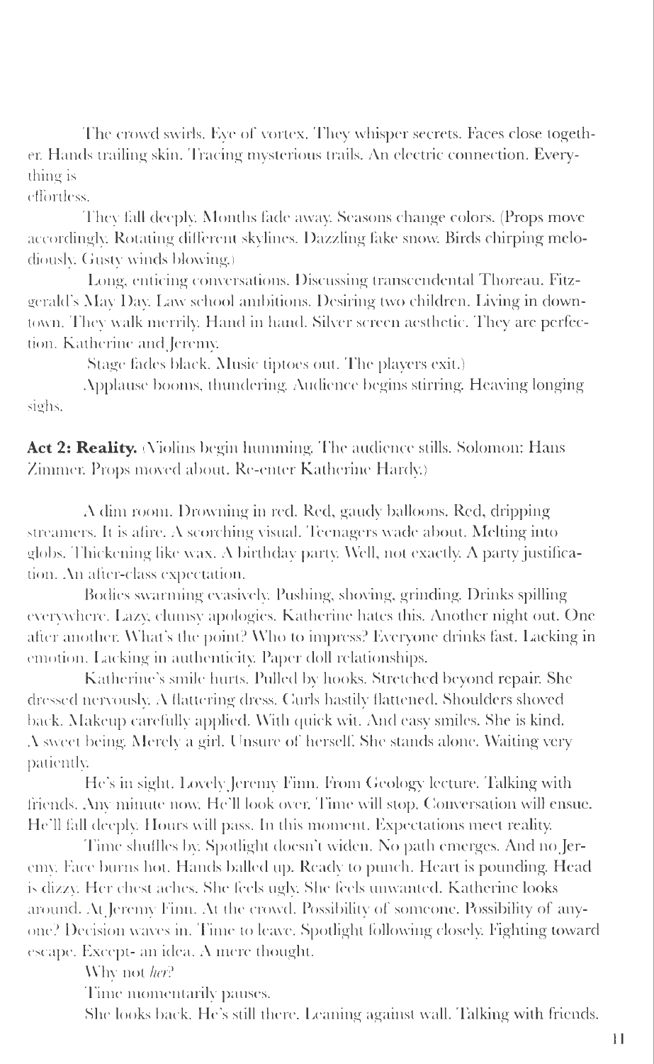The crowd swirls. Eye of vortex. They whisper secrets. Faces close together. Hands trailing skin. Tracing mysterious trails. An electric connection. Everything is
effortless.

They fall deeply. Months fade away. Seasons change colors. (Props move accordingly. Rotating different skylines. Dazzling fake snow. Birds chirping melodiously. Gusty winds blowing.)

Long, enticing conversations. Discussing transcendental Thoreau. Fitzgerald's May Day. Law school ambitions. Desiring two children. Living in downtown. They walk merrily. Hand in hand. Silver screen aesthetic. They are perfection. Katherine and Jeremy.

Stage fades black. Music tiptoes out. The players exit.)

Applause booms, thundering. Audience begins stirring. Heaving longing sighs.

**Act 2: Reality.** (Violins begin humming. The audience stills. Solomon: Hans Zimmer. Props moved about. Re-enter Katherine Hardy.)

A dim room. Drowning in red. Red, gaudy balloons. Red, dripping streamers. It is afire. A scorching visual. Teenagers wade about. Melting into globs. Thickening like wax. A birthday party. Well, not exactly. A party justification. An after-class expectation.

Bodies swarming evasively. Pushing, shoving, grinding. Drinks spilling everywhere. Lazy, clumsy apologies. Katherine hates this. Another night out. One after another. What's the point? Who to impress? Everyone drinks fast. Lacking in emotion. Lacking in authenticity. Paper doll relationships.

Katherine's smile hurts. Pulled by hooks. Stretched beyond repair. She dressed nervously. A flattering dress. Curls hastily flattened. Shoulders shoved back. Makeup carefully applied. With quick wit. And easy smiles. She is kind. A sweet being. Merely a girl. Unsure of herself. She stands alone. Waiting very patiently.

He's in sight. Lovely Jeremy Finn. From Geology lecture. Talking with friends. Any minute now. He'll look over. Time will stop. Conversation will ensue. He'll fall deeply. Hours will pass. In this moment. Expectations meet reality.

Time shuffles by. Spotlight doesn't widen. No path emerges. And no Jeremy. Face burns hot. Hands balled up. Ready to punch. Heart is pounding. Head is dizzy. Her chest aches. She feels ugly. She feels unwanted. Katherine looks around. At Jeremy Finn. At the crowd. Possibility of someone. Possibility of anyone? Decision waves in. Time to leave. Spotlight following closely. Fighting toward escape. Except- an idea. A mere thought.

Why not *her*?

Time momentarily pauses.

She looks back. He's still there. Leaning against wall. Talking with friends.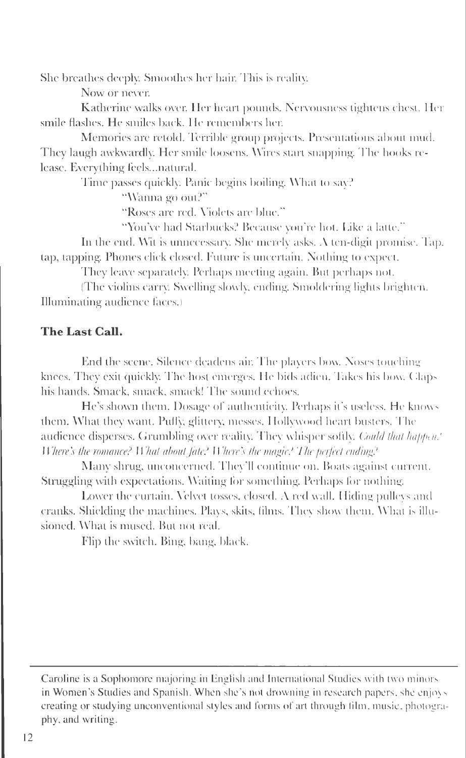She breathes deeply. Smoothes her hair. This is reality.

Now or never.

Katherine walks over. Her heart pounds. Nervousness tightens chest. Her smile flashes. He smiles back. He remembers her.

Memories are retold. Terrible group projects. Presentations about mud. They laugh awkwardly. Her smile loosens. Wires start snapping. The hooks release. Everything feels...natural.

Time passes quickly. Panic begins boiling. What to say?

"Wanna go out?"

"Roses are red. Violets are blue."

"You've had Starbucks? Because you're hot. Like a latte."

In the end. Wit is unnecessary. She merely asks. A ten-digit promise. Tap, tap, tapping. Phones click closed. Future is uncertain. Nothing to expect.

They leave separately. Perhaps meeting again. But perhaps not.

(The violins carry. Swelling slowly, ending. Smoldering lights brighten. Illuminating audience faces.)

### The Last Call.

End the scene. Silence deadens air. The players bow. Noses touching knees. They exit quickly. The host emerges. He bids adieu. Takes his bow. Claps his hands. Smack, smack, smack! The sound echoes.

He's shown them. Dosage of authenticity. Perhaps it's useless. He knows them. What they want. Puffy, glittery, messes. Hollywood heart busters. The audience disperses. Grumbling over reality. They whisper softly. *Could that happen? Where's the romance? What about fate? Where's the magic? The perfect ending?*

Many shrug, unconcerned. They'll continue on. Boats against current. Struggling with expectations. Waiting for something. Perhaps for nothing.

Lower the curtain. Velvet tosses, closed. A red wall. Hiding pulleys and cranks. Shielding the machines. Plays, skits, films. They show them. What is illusioned. What is mused. But not real.

Flip the switch. Bing, bang, black.

---

Caroline is a Sophomore majoring in English and International Studies with two minors in Women's Studies and Spanish. When she's not drowning in research papers, she enjoys creating or studying unconventional styles and forms of art through film, music, photography, and writing.